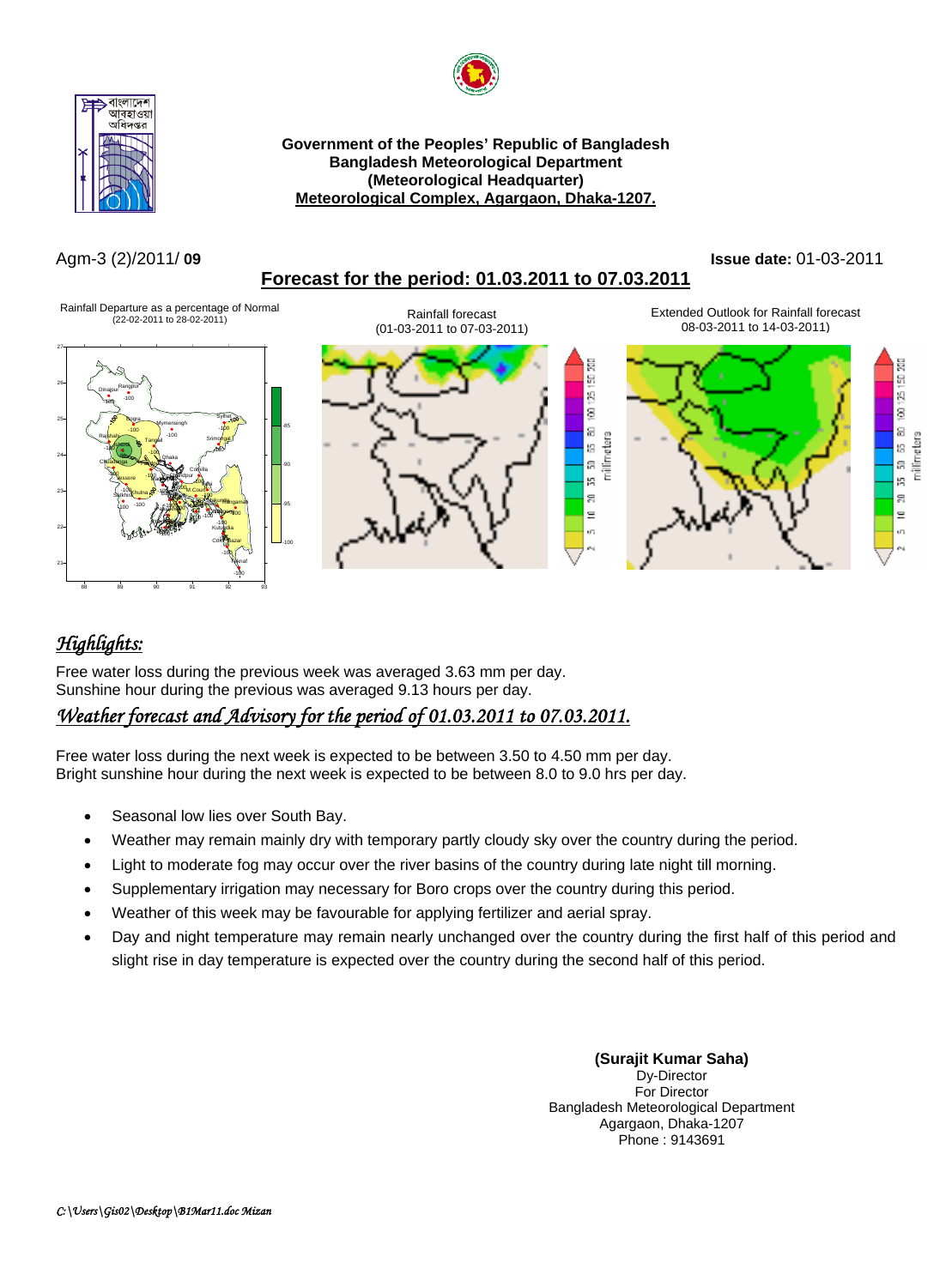**Government of the Peoples' Republic of Bangladesh**
**Bangladesh Meteorological Department**
**(Meteorological Headquarter)**
**Meteorological Complex, Agargaon, Dhaka-1207.**

Agm-3 (2)/2011/ **09** **Issue date:** 01-03-2011

## Forecast for the period: 01.03.2011 to 07.03.2011

Rainfall Departure as a percentage of Normal (22-02-2011 to 28-02-2011)

Rainfall forecast (01-03-2011 to 07-03-2011)

Extended Outlook for Rainfall forecast 08-03-2011 to 14-03-2011)

## *Highlights:*

Free water loss during the previous week was averaged 3.63 mm per day.
Sunshine hour during the previous was averaged 9.13 hours per day.

## *Weather forecast and Advisory for the period of 01.03.2011 to 07.03.2011.*

Free water loss during the next week is expected to be between 3.50 to 4.50 mm per day.
Bright sunshine hour during the next week is expected to be between 8.0 to 9.0 hrs per day.

- Seasonal low lies over South Bay.
- Weather may remain mainly dry with temporary partly cloudy sky over the country during the period.
- Light to moderate fog may occur over the river basins of the country during late night till morning.
- Supplementary irrigation may necessary for Boro crops over the country during this period.
- Weather of this week may be favourable for applying fertilizer and aerial spray.
- Day and night temperature may remain nearly unchanged over the country during the first half of this period and slight rise in day temperature is expected over the country during the second half of this period.

**(Surajit Kumar Saha)**
Dy-Director
For Director
Bangladesh Meteorological Department
Agargaon, Dhaka-1207
Phone : 9143691

*C:\Users\Gis02\Desktop\B1Mar11.doc Mizan*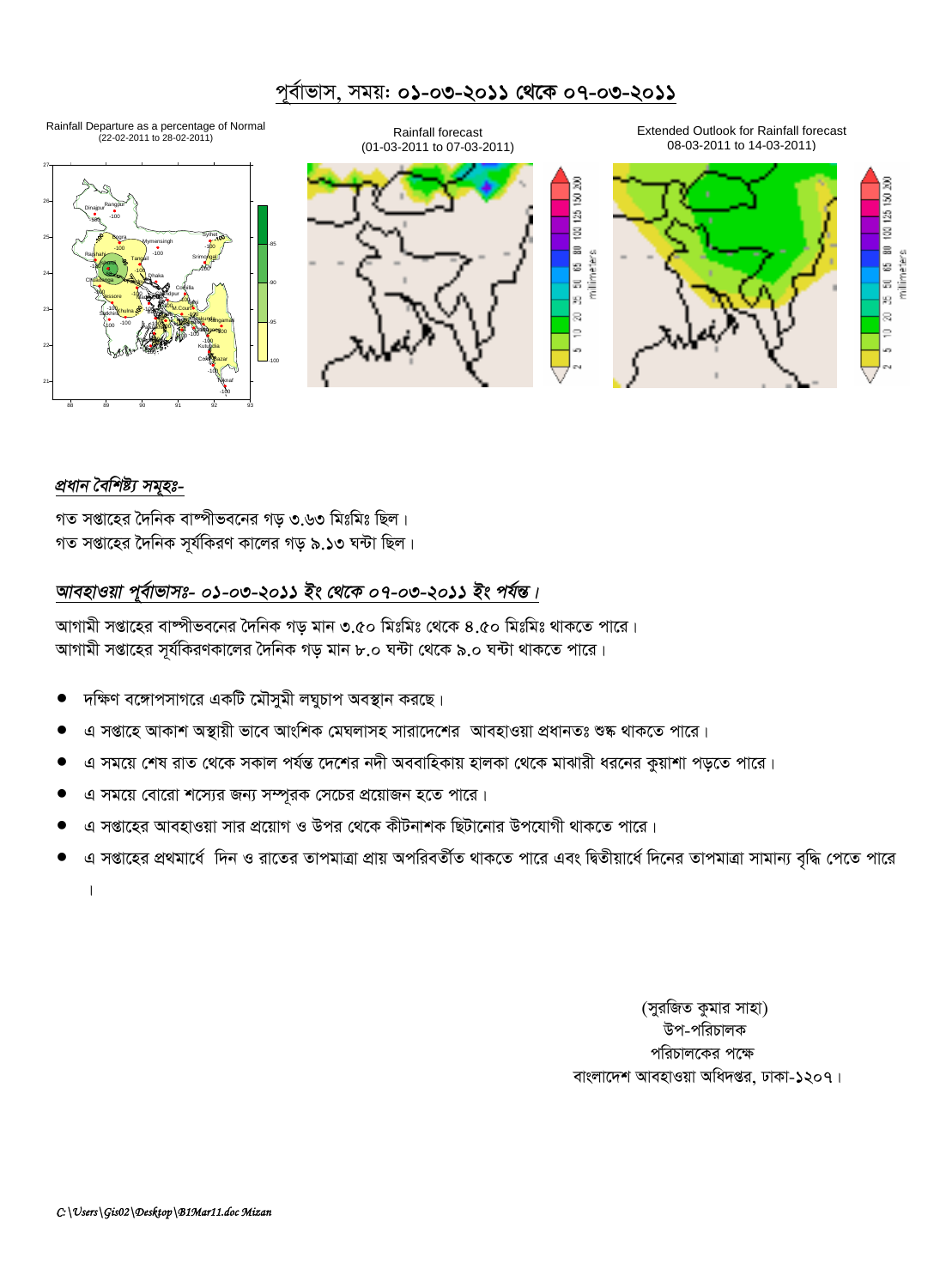# পূর্বাভাস, সময়: ০১-০৩-২০১১ থেকে ০৭-০৩-২০১১

Rainfall Departure as a percentage of Normal (22-02-2011 to 28-02-2011)

Rainfall forecast (01-03-2011 to 07-03-2011)

Extended Outlook for Rainfall forecast 08-03-2011 to 14-03-2011)

***প্রধান বৈশিষ্ট্য সমূহঃ-***

গত সপ্তাহের দৈনিক বাষ্পীভবনের গড় ৩.৬৩ মিঃমিঃ ছিল।
গত সপ্তাহের দৈনিক সূর্যকিরণ কালের গড় ৯.১৩ ঘন্টা ছিল।

***আবহাওয়া পূর্বাভাসঃ- ০১-০৩-২০১১ ইং থেকে ০৭-০৩-২০১১ ইং পর্যন্ত।***

আগামী সপ্তাহের বাষ্পীভবনের দৈনিক গড় মান ৩.৫০ মিঃমিঃ থেকে ৪.৫০ মিঃমিঃ থাকতে পারে।
আগামী সপ্তাহের সূর্যকিরণকালের দৈনিক গড় মান ৮.০ ঘন্টা থেকে ৯.০ ঘন্টা থাকতে পারে।

- দক্ষিণ বঙ্গোপসাগরে একটি মৌসুমী লঘুচাপ অবস্থান করছে।
- এ সপ্তাহে আকাশ অস্থায়ী ভাবে আংশিক মেঘলাসহ সারাদেশের আবহাওয়া প্রধানতঃ শুষ্ক থাকতে পারে।
- এ সময়ে শেষ রাত থেকে সকাল পর্যন্ত দেশের নদী অববাহিকায় হালকা থেকে মাঝারী ধরনের কুয়াশা পড়তে পারে।
- এ সময়ে বোরো শস্যের জন্য সম্পূরক সেচের প্রয়োজন হতে পারে।
- এ সপ্তাহের আবহাওয়া সার প্রয়োগ ও উপর থেকে কীটনাশক ছিটানোর উপযোগী থাকতে পারে।
- এ সপ্তাহের প্রথমার্ধে দিন ও রাতের তাপমাত্রা প্রায় অপরিবর্তীত থাকতে পারে এবং দ্বিতীয়ার্ধে দিনের তাপমাত্রা সামান্য বৃদ্ধি পেতে পারে।

(সুরজিত কুমার সাহা)
উপ-পরিচালক
পরিচালকের পক্ষে
বাংলাদেশ আবহাওয়া অধিদপ্তর, ঢাকা-১২০৭।

*C:\Users\Gis02\Desktop\B1Mar11.doc Mizan*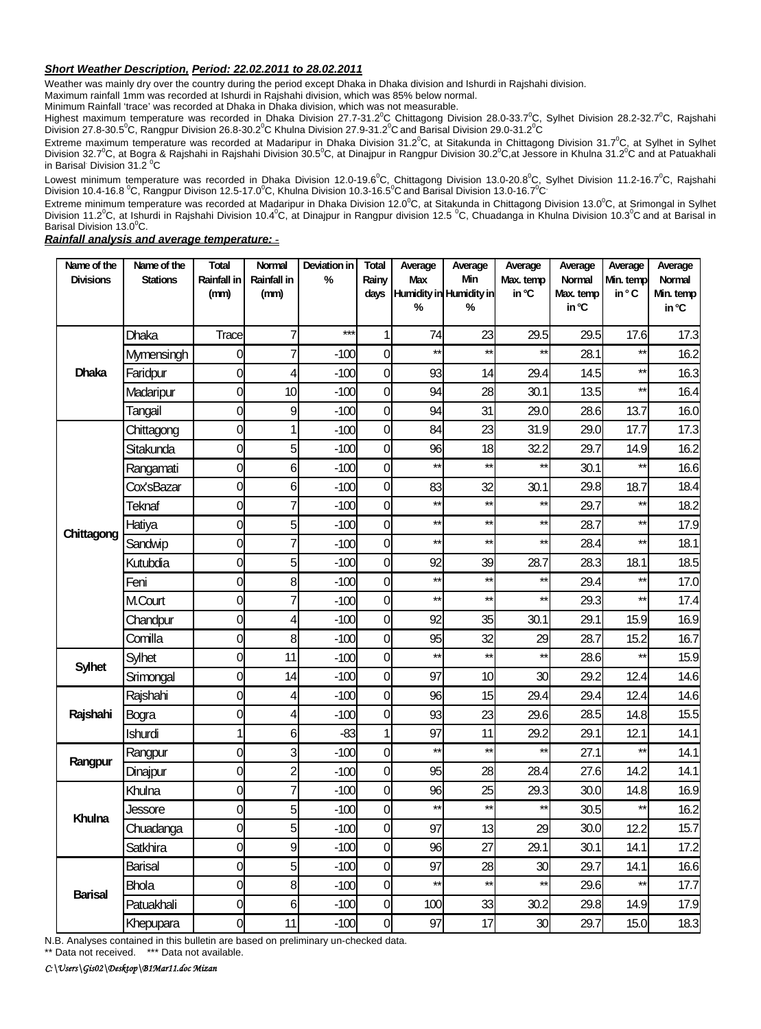***Short Weather Description, Period: 22.02.2011 to 28.02.2011***

Weather was mainly dry over the country during the period except Dhaka in Dhaka division and Ishurdi in Rajshahi division.

Maximum rainfall 1mm was recorded at Ishurdi in Rajshahi division, which was 85% below normal.

Minimum Rainfall 'trace' was recorded at Dhaka in Dhaka division, which was not measurable.

Highest maximum temperature was recorded in Dhaka Division 27.7-31.2$^0$C Chittagong Division 28.0-33.7$^0$C, Sylhet Division 28.2-32.7$^0$C, Rajshahi Division 27.8-30.5$^0$C, Rangpur Division 26.8-30.2$^0$C Khulna Division 27.9-31.2$^0$C and Barisal Division 29.0-31.2$^0$C

Extreme maximum temperature was recorded at Madaripur in Dhaka Division 31.2$^0$C, at Sitakunda in Chittagong Division 31.7$^0$C, at Sylhet in Sylhet Division 32.7$^0$C, at Bogra & Rajshahi in Rajshahi Division 30.5$^0$C, at Dinajpur in Rangpur Division 30.2$^0$C,at Jessore in Khulna 31.2$^0$C and at Patuakhali in Barisal Division 31.2 $^0$C

Lowest minimum temperature was recorded in Dhaka Division 12.0-19.6$^0$C, Chittagong Division 13.0-20.8$^0$C, Sylhet Division 11.2-16.7$^0$C, Rajshahi Division 10.4-16.8 $^0$C, Rangpur Divison 12.5-17.0$^0$C, Khulna Division 10.3-16.5$^0$C and Barisal Division 13.0-16.7$^0$C.

Extreme minimum temperature was recorded at Madaripur in Dhaka Division 12.0$^0$C, at Sitakunda in Chittagong Division 13.0$^0$C, at Srimongal in Sylhet Division 11.2$^0$C, at Ishurdi in Rajshahi Division 10.4$^0$C, at Dinajpur in Rangpur division 12.5 $^0$C, Chuadanga in Khulna Division 10.3$^0$C and at Barisal in Barisal Division 13.0$^0$C.

***Rainfall analysis and average temperature: -***

| Name of the Divisions | Name of the Stations | Total Rainfall in (mm) | Normal Rainfall in (mm) | Deviation in % | Total Rainy days | Average Max Humidity in % | Average Min Humidity in % | Average Max. temp in °C | Average Normal Max. temp in °C | Average Min. temp in ° C | Average Normal Min. temp in °C |
|---|---|---|---|---|---|---|---|---|---|---|---|
| Dhaka | Dhaka | Trace | 7 | *** | 1 | 74 | 23 | 29.5 | 29.5 | 17.6 | 17.3 |
| | Mymensingh | 0 | 7 | -100 | 0 | ** | ** | ** | 28.1 | ** | 16.2 |
| | Faridpur | 0 | 4 | -100 | 0 | 93 | 14 | 29.4 | 14.5 | ** | 16.3 |
| | Madaripur | 0 | 10 | -100 | 0 | 94 | 28 | 30.1 | 13.5 | ** | 16.4 |
| | Tangail | 0 | 9 | -100 | 0 | 94 | 31 | 29.0 | 28.6 | 13.7 | 16.0 |
| Chittagong | Chittagong | 0 | 1 | -100 | 0 | 84 | 23 | 31.9 | 29.0 | 17.7 | 17.3 |
| | Sitakunda | 0 | 5 | -100 | 0 | 96 | 18 | 32.2 | 29.7 | 14.9 | 16.2 |
| | Rangamati | 0 | 6 | -100 | 0 | ** | ** | ** | 30.1 | ** | 16.6 |
| | Cox'sBazar | 0 | 6 | -100 | 0 | 83 | 32 | 30.1 | 29.8 | 18.7 | 18.4 |
| | Teknaf | 0 | 7 | -100 | 0 | ** | ** | ** | 29.7 | ** | 18.2 |
| | Hatiya | 0 | 5 | -100 | 0 | ** | ** | ** | 28.7 | ** | 17.9 |
| | Sandwip | 0 | 7 | -100 | 0 | ** | ** | ** | 28.4 | ** | 18.1 |
| | Kutubdia | 0 | 5 | -100 | 0 | 92 | 39 | 28.7 | 28.3 | 18.1 | 18.5 |
| | Feni | 0 | 8 | -100 | 0 | ** | ** | ** | 29.4 | ** | 17.0 |
| | M.Court | 0 | 7 | -100 | 0 | ** | ** | ** | 29.3 | ** | 17.4 |
| | Chandpur | 0 | 4 | -100 | 0 | 92 | 35 | 30.1 | 29.1 | 15.9 | 16.9 |
| | Comilla | 0 | 8 | -100 | 0 | 95 | 32 | 29 | 28.7 | 15.2 | 16.7 |
| Sylhet | Sylhet | 0 | 11 | -100 | 0 | ** | ** | ** | 28.6 | ** | 15.9 |
| | Srimongal | 0 | 14 | -100 | 0 | 97 | 10 | 30 | 29.2 | 12.4 | 14.6 |
| Rajshahi | Rajshahi | 0 | 4 | -100 | 0 | 96 | 15 | 29.4 | 29.4 | 12.4 | 14.6 |
| | Bogra | 0 | 4 | -100 | 0 | 93 | 23 | 29.6 | 28.5 | 14.8 | 15.5 |
| | Ishurdi | 1 | 6 | -83 | 1 | 97 | 11 | 29.2 | 29.1 | 12.1 | 14.1 |
| Rangpur | Rangpur | 0 | 3 | -100 | 0 | ** | ** | ** | 27.1 | ** | 14.1 |
| | Dinajpur | 0 | 2 | -100 | 0 | 95 | 28 | 28.4 | 27.6 | 14.2 | 14.1 |
| Khulna | Khulna | 0 | 7 | -100 | 0 | 96 | 25 | 29.3 | 30.0 | 14.8 | 16.9 |
| | Jessore | 0 | 5 | -100 | 0 | ** | ** | ** | 30.5 | ** | 16.2 |
| | Chuadanga | 0 | 5 | -100 | 0 | 97 | 13 | 29 | 30.0 | 12.2 | 15.7 |
| | Satkhira | 0 | 9 | -100 | 0 | 96 | 27 | 29.1 | 30.1 | 14.1 | 17.2 |
| Barisal | Barisal | 0 | 5 | -100 | 0 | 97 | 28 | 30 | 29.7 | 14.1 | 16.6 |
| | Bhola | 0 | 8 | -100 | 0 | ** | ** | ** | 29.6 | ** | 17.7 |
| | Patuakhali | 0 | 6 | -100 | 0 | 100 | 33 | 30.2 | 29.8 | 14.9 | 17.9 |
| | Khepupara | 0 | 11 | -100 | 0 | 97 | 17 | 30 | 29.7 | 15.0 | 18.3 |

N.B. Analyses contained in this bulletin are based on preliminary un-checked data.

** Data not received. *** Data not available.

*C:\Users\Gis02\Desktop\B1Mar11.doc Mizan*